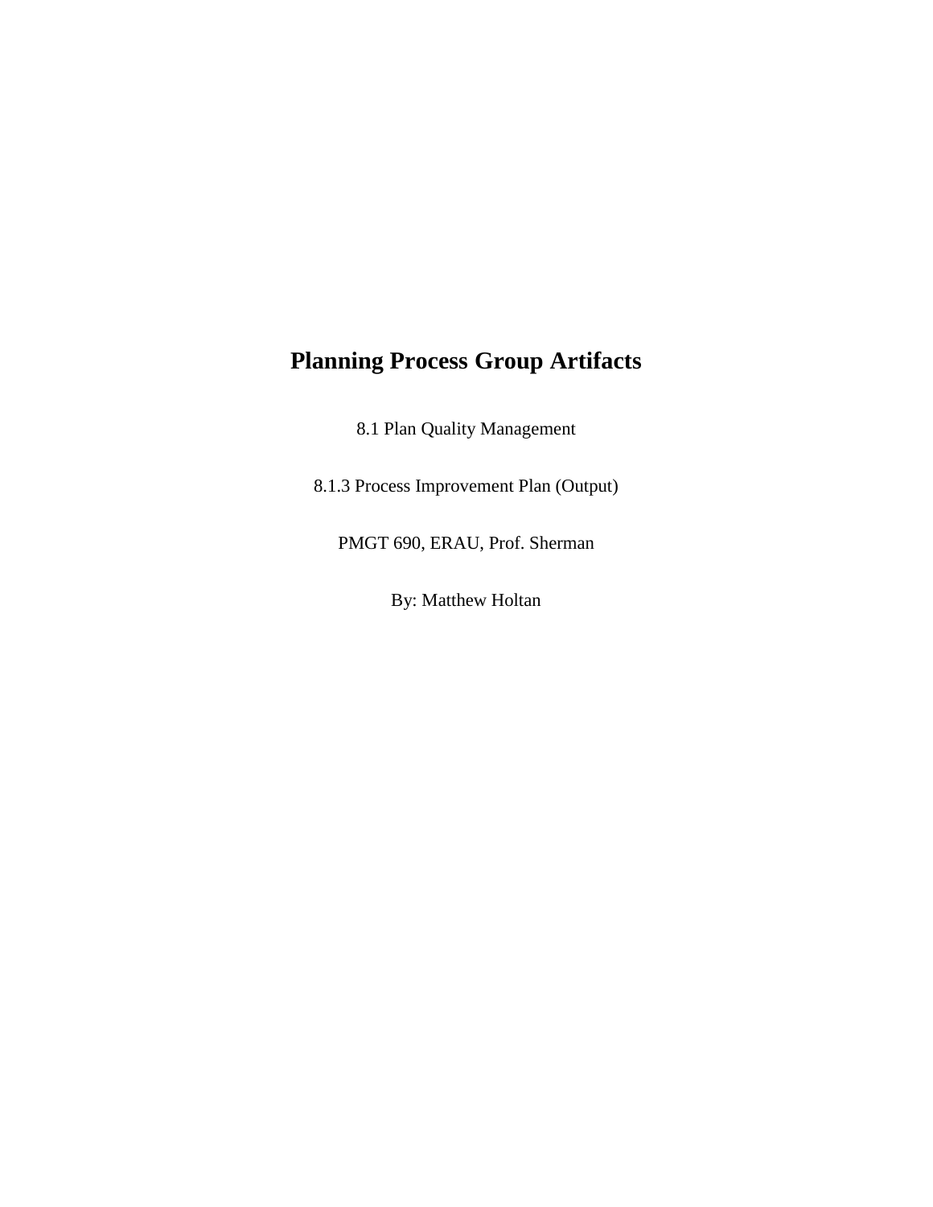# Planning Process Group Artifacts

8.1 Plan Quality Management

8.1.3 Process Improvement Plan (Output)

PMGT 690, ERAU, Prof. Sherman

By: Matthew Holtan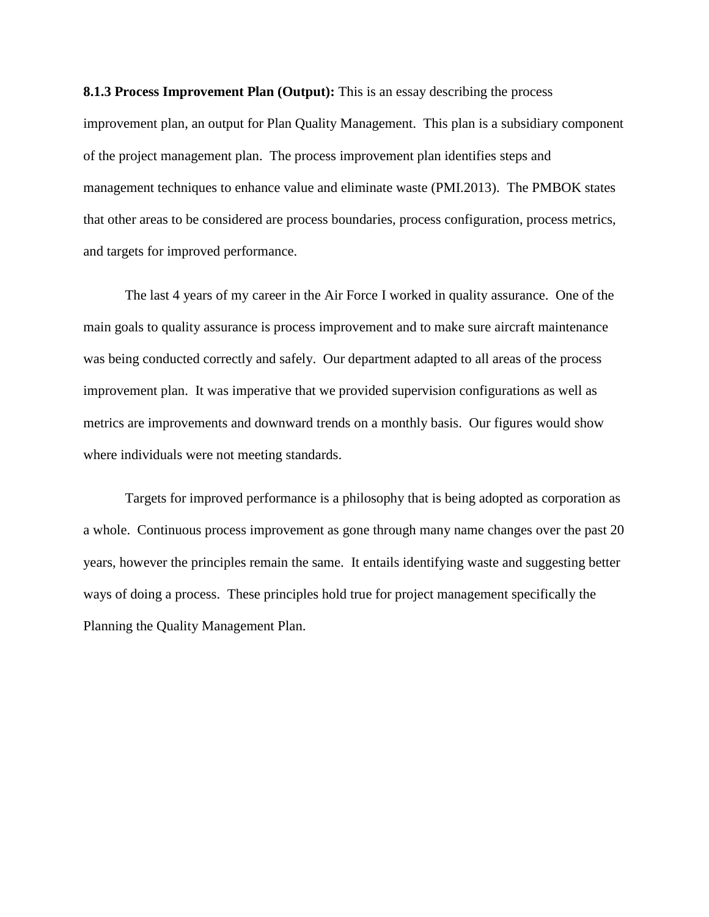**8.1.3 Process Improvement Plan (Output):** This is an essay describing the process improvement plan, an output for Plan Quality Management. This plan is a subsidiary component of the project management plan. The process improvement plan identifies steps and management techniques to enhance value and eliminate waste (PMI.2013). The PMBOK states that other areas to be considered are process boundaries, process configuration, process metrics, and targets for improved performance.

The last 4 years of my career in the Air Force I worked in quality assurance. One of the main goals to quality assurance is process improvement and to make sure aircraft maintenance was being conducted correctly and safely. Our department adapted to all areas of the process improvement plan. It was imperative that we provided supervision configurations as well as metrics are improvements and downward trends on a monthly basis. Our figures would show where individuals were not meeting standards.

Targets for improved performance is a philosophy that is being adopted as corporation as a whole. Continuous process improvement as gone through many name changes over the past 20 years, however the principles remain the same. It entails identifying waste and suggesting better ways of doing a process. These principles hold true for project management specifically the Planning the Quality Management Plan.